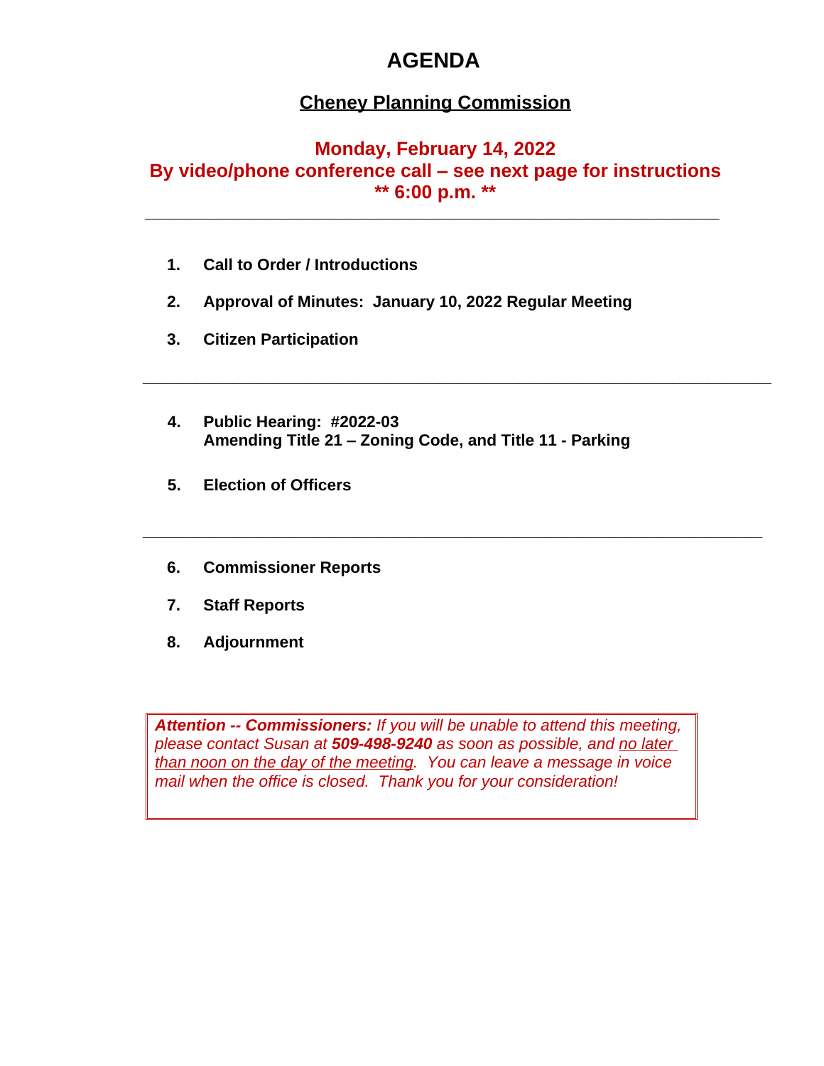# AGENDA

## Cheney Planning Commission

**Monday, February 14, 2022**
**By video/phone conference call – see next page for instructions**
**\*\* 6:00 p.m. \*\***

---

1. **Call to Order / Introductions**

2. **Approval of Minutes: January 10, 2022 Regular Meeting**

3. **Citizen Participation**

---

4. **Public Hearing: #2022-03**
   **Amending Title 21 – Zoning Code, and Title 11 - Parking**

5. **Election of Officers**

---

6. **Commissioner Reports**

7. **Staff Reports**

8. **Adjournment**

***Attention -- Commissioners:*** *If you will be unable to attend this meeting, please contact Susan at* ***509-498-9240*** *as soon as possible, and no later than noon on the day of the meeting. You can leave a message in voice mail when the office is closed. Thank you for your consideration!*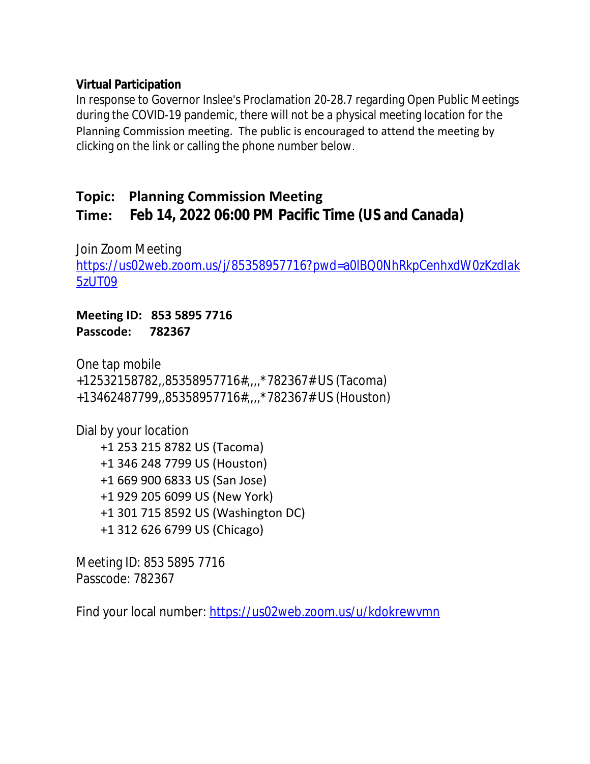**Virtual Participation**

In response to Governor Inslee's Proclamation 20-28.7 regarding Open Public Meetings during the COVID-19 pandemic, there will not be a physical meeting location for the Planning Commission meeting. The public is encouraged to attend the meeting by clicking on the link or calling the phone number below.

## Topic: Planning Commission Meeting
## Time: Feb 14, 2022 06:00 PM Pacific Time (US and Canada)

Join Zoom Meeting
https://us02web.zoom.us/j/85358957716?pwd=a0lBQ0NhRkpCenhxdW0zKzdIak5zUT09

**Meeting ID: 853 5895 7716**
**Passcode: 782367**

One tap mobile
+12532158782,,85358957716#,,,,*782367# US (Tacoma)
+13462487799,,85358957716#,,,,*782367# US (Houston)

Dial by your location
- +1 253 215 8782 US (Tacoma)
- +1 346 248 7799 US (Houston)
- +1 669 900 6833 US (San Jose)
- +1 929 205 6099 US (New York)
- +1 301 715 8592 US (Washington DC)
- +1 312 626 6799 US (Chicago)

Meeting ID: 853 5895 7716
Passcode: 782367

Find your local number: https://us02web.zoom.us/u/kdokrewvmn